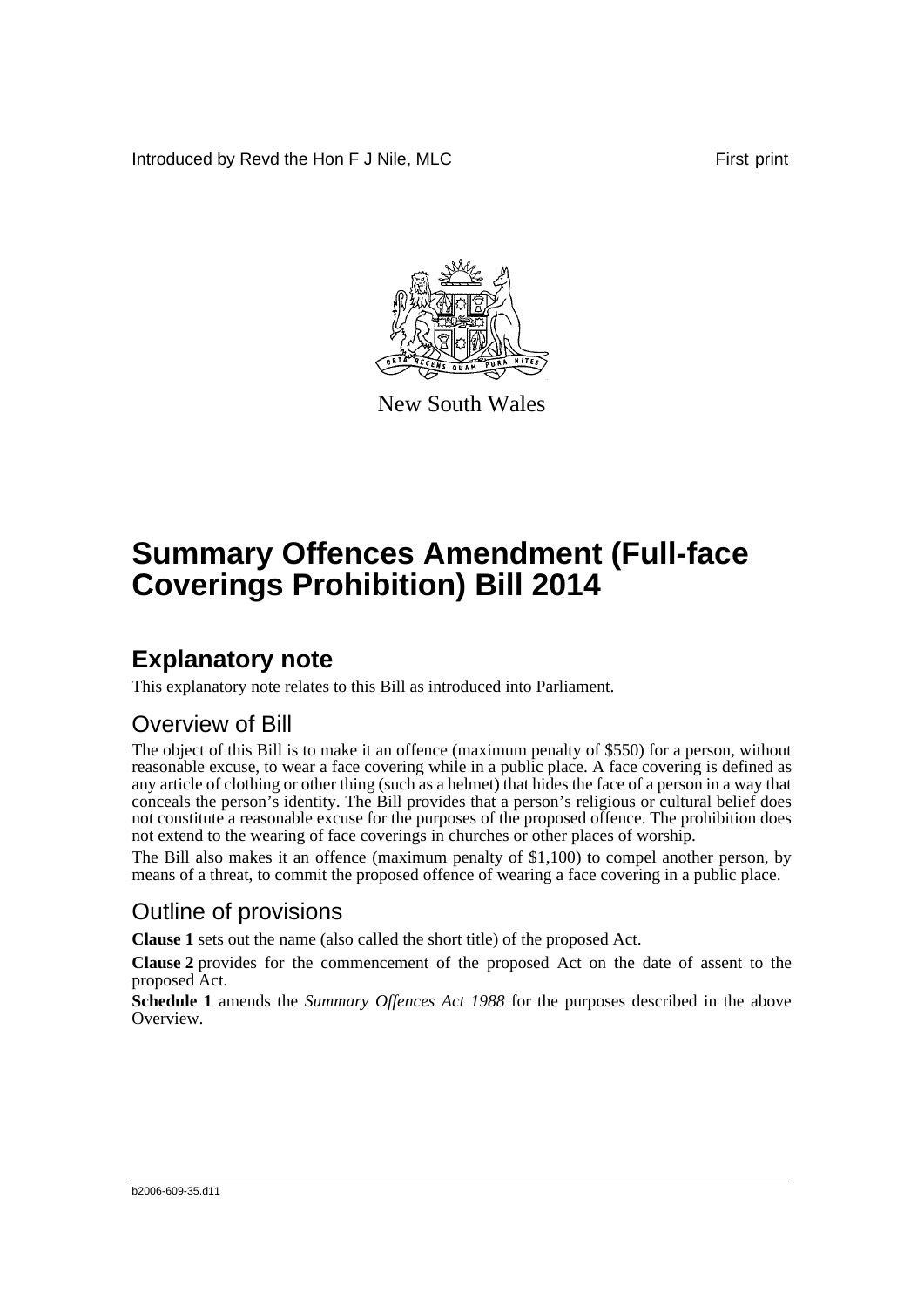Introduced by Revd the Hon F J Nile, MLC First print

New South Wales

# Summary Offences Amendment (Full-face Coverings Prohibition) Bill 2014

## Explanatory note

This explanatory note relates to this Bill as introduced into Parliament.

### Overview of Bill

The object of this Bill is to make it an offence (maximum penalty of $550) for a person, without reasonable excuse, to wear a face covering while in a public place. A face covering is defined as any article of clothing or other thing (such as a helmet) that hides the face of a person in a way that conceals the person's identity. The Bill provides that a person's religious or cultural belief does not constitute a reasonable excuse for the purposes of the proposed offence. The prohibition does not extend to the wearing of face coverings in churches or other places of worship.

The Bill also makes it an offence (maximum penalty of $1,100) to compel another person, by means of a threat, to commit the proposed offence of wearing a face covering in a public place.

### Outline of provisions

**Clause 1** sets out the name (also called the short title) of the proposed Act.

**Clause 2** provides for the commencement of the proposed Act on the date of assent to the proposed Act.

**Schedule 1** amends the *Summary Offences Act 1988* for the purposes described in the above Overview.

b2006-609-35.d11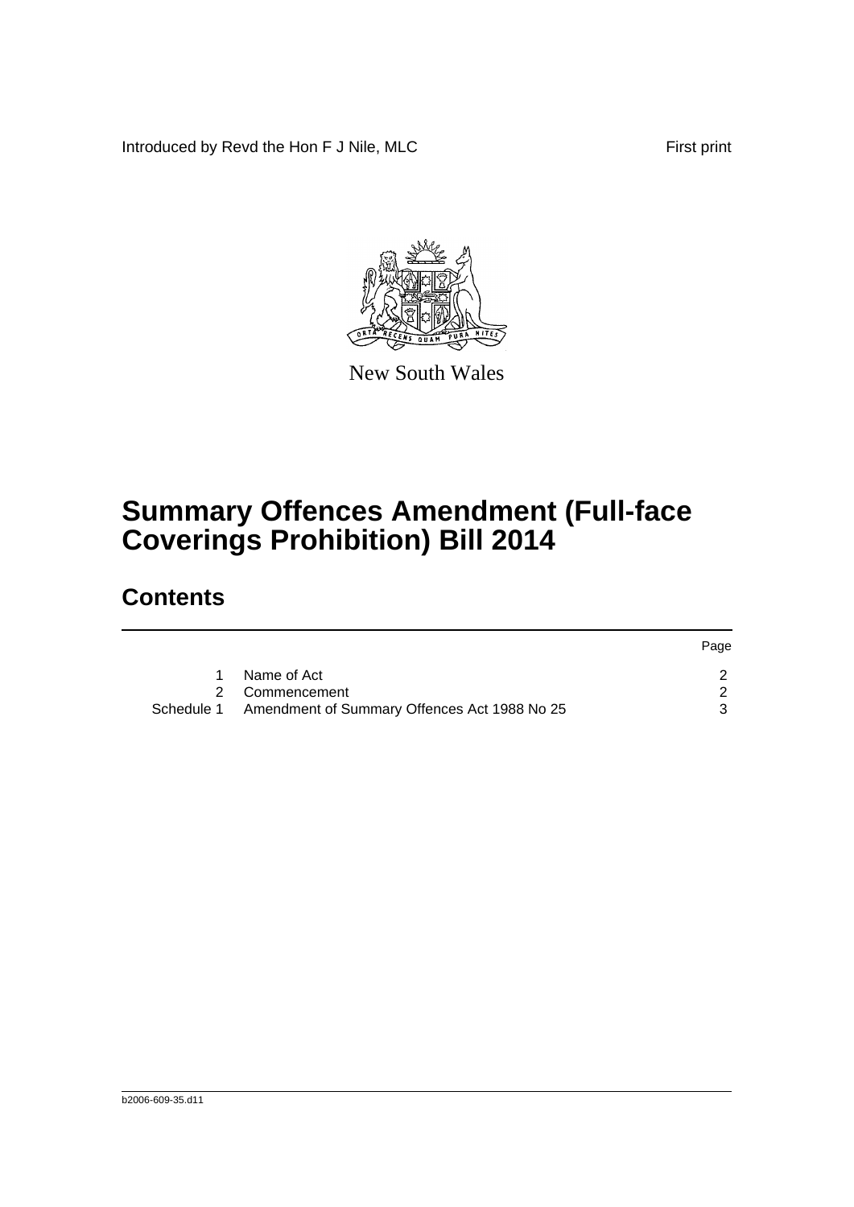Introduced by Revd the Hon F J Nile, MLC First print

New South Wales

# Summary Offences Amendment (Full-face Coverings Prohibition) Bill 2014

## Contents

| | | Page |
|---|---|---|
| 1 | Name of Act | 2 |
| 2 | Commencement | 2 |
| Schedule 1 | Amendment of Summary Offences Act 1988 No 25 | 3 |

b2006-609-35.d11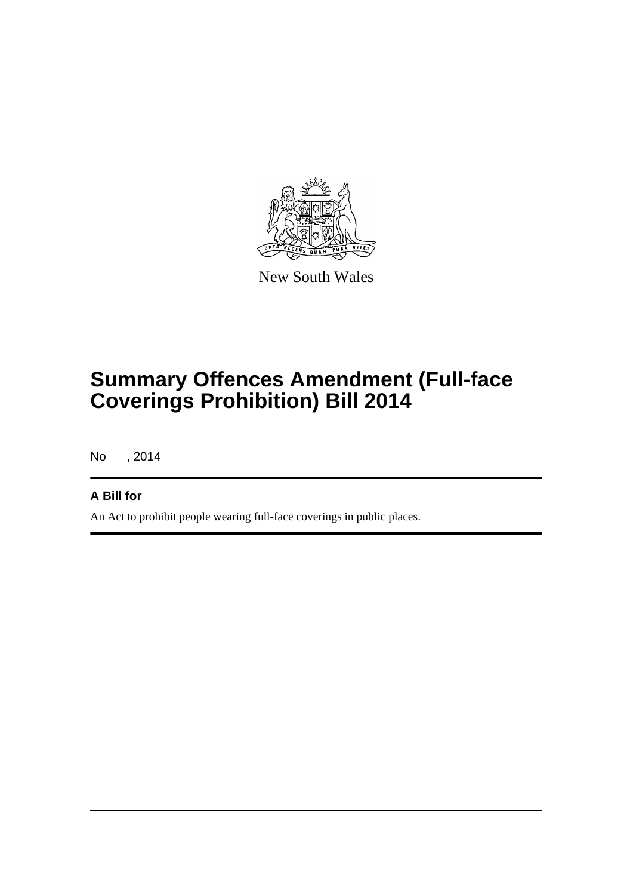New South Wales

# Summary Offences Amendment (Full-face Coverings Prohibition) Bill 2014

No , 2014

## A Bill for

An Act to prohibit people wearing full-face coverings in public places.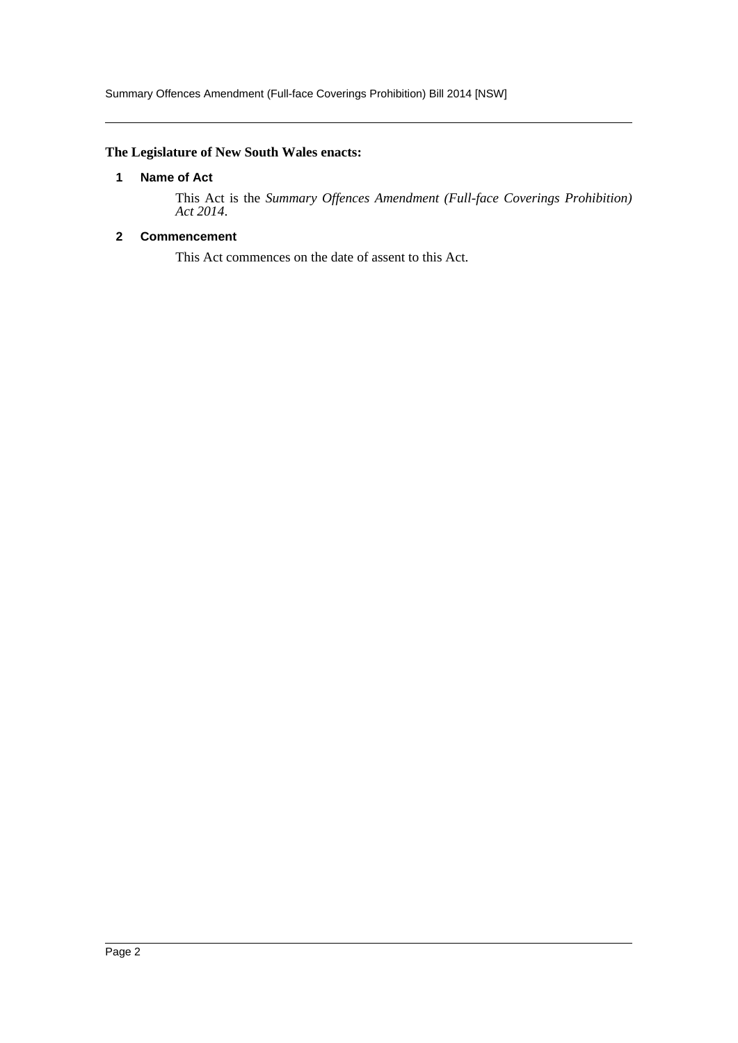**The Legislature of New South Wales enacts:**

## 1 Name of Act

This Act is the *Summary Offences Amendment (Full-face Coverings Prohibition) Act 2014*.

## 2 Commencement

This Act commences on the date of assent to this Act.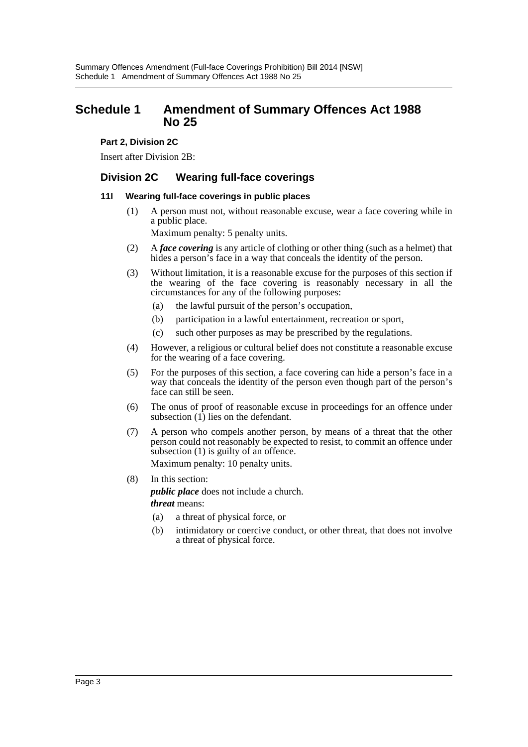# Schedule 1 Amendment of Summary Offences Act 1988 No 25

**Part 2, Division 2C**

Insert after Division 2B:

## Division 2C Wearing full-face coverings

### 11I Wearing full-face coverings in public places

(1) A person must not, without reasonable excuse, wear a face covering while in a public place.

Maximum penalty: 5 penalty units.

(2) A ***face covering*** is any article of clothing or other thing (such as a helmet) that hides a person's face in a way that conceals the identity of the person.

(3) Without limitation, it is a reasonable excuse for the purposes of this section if the wearing of the face covering is reasonably necessary in all the circumstances for any of the following purposes:

- (a) the lawful pursuit of the person's occupation,
- (b) participation in a lawful entertainment, recreation or sport,
- (c) such other purposes as may be prescribed by the regulations.

(4) However, a religious or cultural belief does not constitute a reasonable excuse for the wearing of a face covering.

(5) For the purposes of this section, a face covering can hide a person's face in a way that conceals the identity of the person even though part of the person's face can still be seen.

(6) The onus of proof of reasonable excuse in proceedings for an offence under subsection (1) lies on the defendant.

(7) A person who compels another person, by means of a threat that the other person could not reasonably be expected to resist, to commit an offence under subsection (1) is guilty of an offence.

Maximum penalty: 10 penalty units.

(8) In this section:

***public place*** does not include a church.

***threat*** means:

- (a) a threat of physical force, or
- (b) intimidatory or coercive conduct, or other threat, that does not involve a threat of physical force.